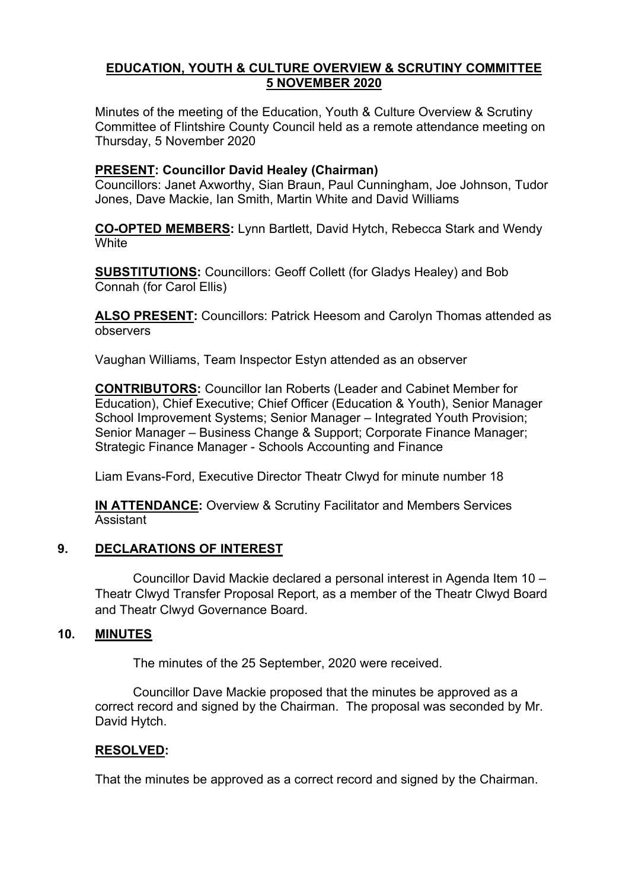# EDUCATION, YOUTH & CULTURE OVERVIEW & SCRUTINY COMMITTEE 5 NOVEMBER 2020

Minutes of the meeting of the Education, Youth & Culture Overview & Scrutiny Committee of Flintshire County Council held as a remote attendance meeting on Thursday, 5 November 2020

**PRESENT: Councillor David Healey (Chairman)**
Councillors: Janet Axworthy, Sian Braun, Paul Cunningham, Joe Johnson, Tudor Jones, Dave Mackie, Ian Smith, Martin White and David Williams

**CO-OPTED MEMBERS:** Lynn Bartlett, David Hytch, Rebecca Stark and Wendy White

**SUBSTITUTIONS:** Councillors: Geoff Collett (for Gladys Healey) and Bob Connah (for Carol Ellis)

**ALSO PRESENT:** Councillors: Patrick Heesom and Carolyn Thomas attended as observers

Vaughan Williams, Team Inspector Estyn attended as an observer

**CONTRIBUTORS:** Councillor Ian Roberts (Leader and Cabinet Member for Education), Chief Executive; Chief Officer (Education & Youth), Senior Manager School Improvement Systems; Senior Manager – Integrated Youth Provision; Senior Manager – Business Change & Support; Corporate Finance Manager; Strategic Finance Manager - Schools Accounting and Finance

Liam Evans-Ford, Executive Director Theatr Clwyd for minute number 18

**IN ATTENDANCE:** Overview & Scrutiny Facilitator and Members Services Assistant

## 9. DECLARATIONS OF INTEREST

Councillor David Mackie declared a personal interest in Agenda Item 10 – Theatr Clwyd Transfer Proposal Report, as a member of the Theatr Clwyd Board and Theatr Clwyd Governance Board.

## 10. MINUTES

The minutes of the 25 September, 2020 were received.

Councillor Dave Mackie proposed that the minutes be approved as a correct record and signed by the Chairman. The proposal was seconded by Mr. David Hytch.

**RESOLVED:**

That the minutes be approved as a correct record and signed by the Chairman.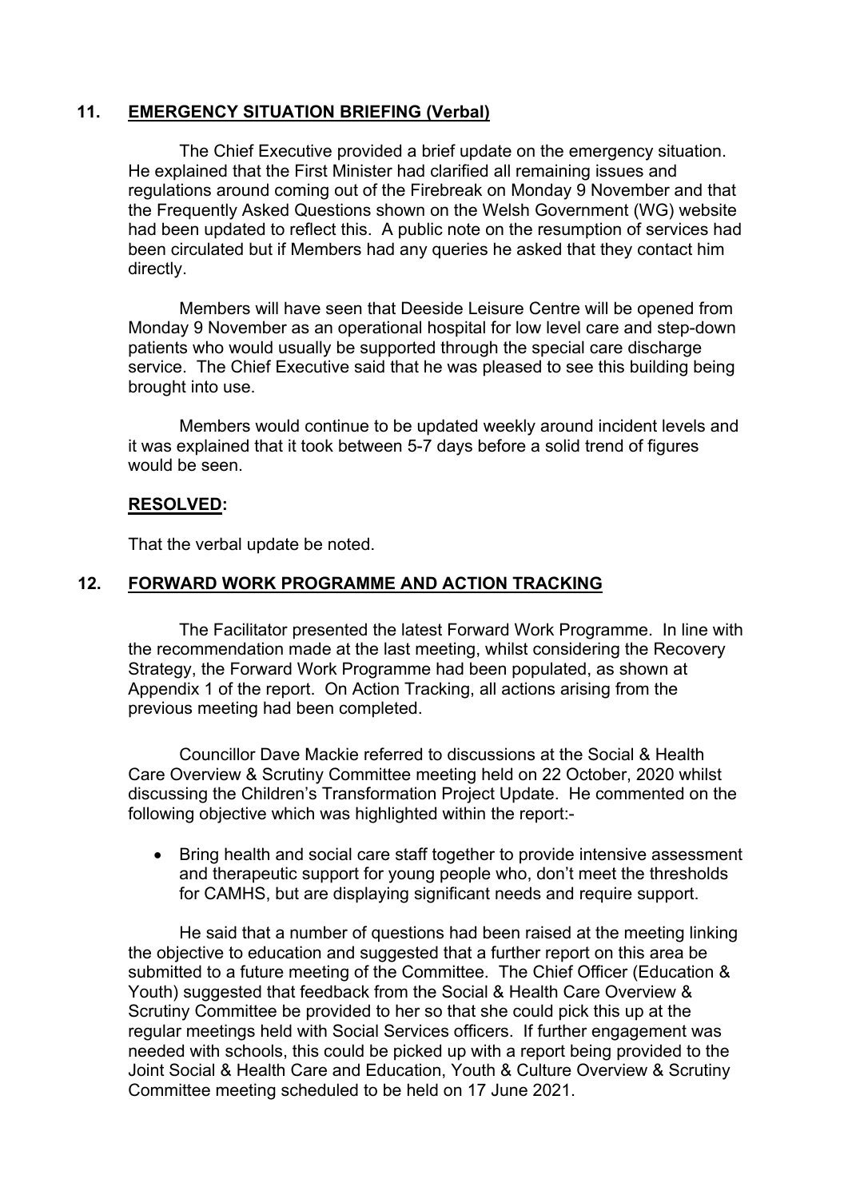## 11. EMERGENCY SITUATION BRIEFING (Verbal)

The Chief Executive provided a brief update on the emergency situation. He explained that the First Minister had clarified all remaining issues and regulations around coming out of the Firebreak on Monday 9 November and that the Frequently Asked Questions shown on the Welsh Government (WG) website had been updated to reflect this. A public note on the resumption of services had been circulated but if Members had any queries he asked that they contact him directly.

Members will have seen that Deeside Leisure Centre will be opened from Monday 9 November as an operational hospital for low level care and step-down patients who would usually be supported through the special care discharge service. The Chief Executive said that he was pleased to see this building being brought into use.

Members would continue to be updated weekly around incident levels and it was explained that it took between 5-7 days before a solid trend of figures would be seen.

**RESOLVED:**

That the verbal update be noted.

## 12. FORWARD WORK PROGRAMME AND ACTION TRACKING

The Facilitator presented the latest Forward Work Programme. In line with the recommendation made at the last meeting, whilst considering the Recovery Strategy, the Forward Work Programme had been populated, as shown at Appendix 1 of the report. On Action Tracking, all actions arising from the previous meeting had been completed.

Councillor Dave Mackie referred to discussions at the Social & Health Care Overview & Scrutiny Committee meeting held on 22 October, 2020 whilst discussing the Children's Transformation Project Update. He commented on the following objective which was highlighted within the report:-

- Bring health and social care staff together to provide intensive assessment and therapeutic support for young people who, don't meet the thresholds for CAMHS, but are displaying significant needs and require support.

He said that a number of questions had been raised at the meeting linking the objective to education and suggested that a further report on this area be submitted to a future meeting of the Committee. The Chief Officer (Education & Youth) suggested that feedback from the Social & Health Care Overview & Scrutiny Committee be provided to her so that she could pick this up at the regular meetings held with Social Services officers. If further engagement was needed with schools, this could be picked up with a report being provided to the Joint Social & Health Care and Education, Youth & Culture Overview & Scrutiny Committee meeting scheduled to be held on 17 June 2021.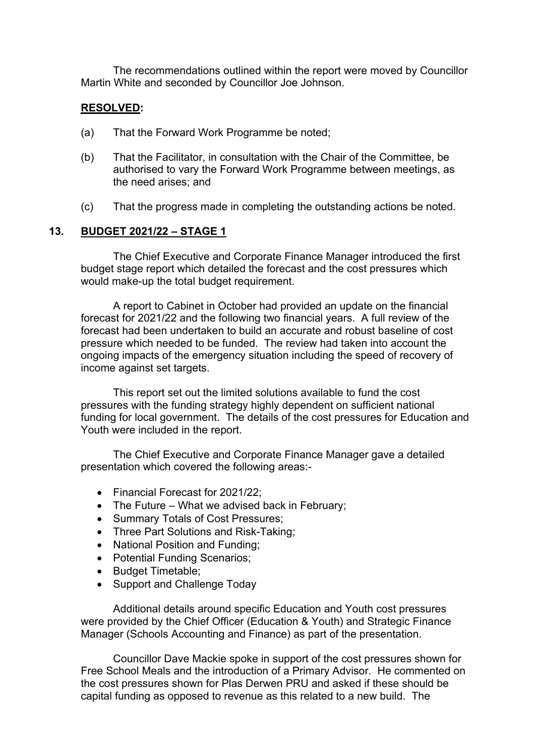The recommendations outlined within the report were moved by Councillor Martin White and seconded by Councillor Joe Johnson.

**RESOLVED:**

(a) That the Forward Work Programme be noted;

(b) That the Facilitator, in consultation with the Chair of the Committee, be authorised to vary the Forward Work Programme between meetings, as the need arises; and

(c) That the progress made in completing the outstanding actions be noted.

## 13. BUDGET 2021/22 – STAGE 1

The Chief Executive and Corporate Finance Manager introduced the first budget stage report which detailed the forecast and the cost pressures which would make-up the total budget requirement.

A report to Cabinet in October had provided an update on the financial forecast for 2021/22 and the following two financial years. A full review of the forecast had been undertaken to build an accurate and robust baseline of cost pressure which needed to be funded. The review had taken into account the ongoing impacts of the emergency situation including the speed of recovery of income against set targets.

This report set out the limited solutions available to fund the cost pressures with the funding strategy highly dependent on sufficient national funding for local government. The details of the cost pressures for Education and Youth were included in the report.

The Chief Executive and Corporate Finance Manager gave a detailed presentation which covered the following areas:-

- Financial Forecast for 2021/22;
- The Future – What we advised back in February;
- Summary Totals of Cost Pressures;
- Three Part Solutions and Risk-Taking;
- National Position and Funding;
- Potential Funding Scenarios;
- Budget Timetable;
- Support and Challenge Today

Additional details around specific Education and Youth cost pressures were provided by the Chief Officer (Education & Youth) and Strategic Finance Manager (Schools Accounting and Finance) as part of the presentation.

Councillor Dave Mackie spoke in support of the cost pressures shown for Free School Meals and the introduction of a Primary Advisor. He commented on the cost pressures shown for Plas Derwen PRU and asked if these should be capital funding as opposed to revenue as this related to a new build. The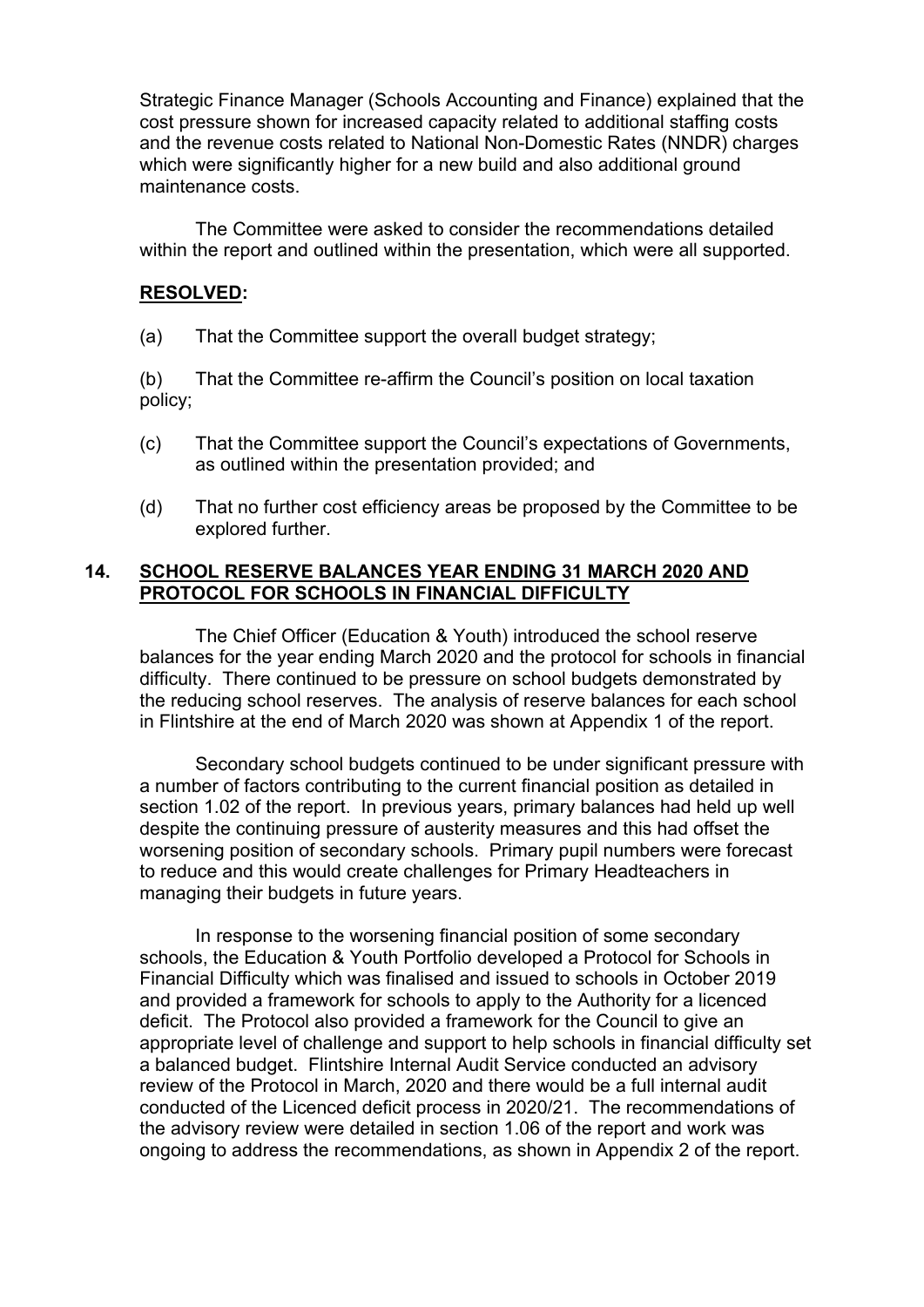Strategic Finance Manager (Schools Accounting and Finance) explained that the cost pressure shown for increased capacity related to additional staffing costs and the revenue costs related to National Non-Domestic Rates (NNDR) charges which were significantly higher for a new build and also additional ground maintenance costs.

The Committee were asked to consider the recommendations detailed within the report and outlined within the presentation, which were all supported.

**RESOLVED:**

(a) That the Committee support the overall budget strategy;

(b) That the Committee re-affirm the Council's position on local taxation policy;

(c) That the Committee support the Council's expectations of Governments, as outlined within the presentation provided; and

(d) That no further cost efficiency areas be proposed by the Committee to be explored further.

## 14. SCHOOL RESERVE BALANCES YEAR ENDING 31 MARCH 2020 AND PROTOCOL FOR SCHOOLS IN FINANCIAL DIFFICULTY

The Chief Officer (Education & Youth) introduced the school reserve balances for the year ending March 2020 and the protocol for schools in financial difficulty. There continued to be pressure on school budgets demonstrated by the reducing school reserves. The analysis of reserve balances for each school in Flintshire at the end of March 2020 was shown at Appendix 1 of the report.

Secondary school budgets continued to be under significant pressure with a number of factors contributing to the current financial position as detailed in section 1.02 of the report. In previous years, primary balances had held up well despite the continuing pressure of austerity measures and this had offset the worsening position of secondary schools. Primary pupil numbers were forecast to reduce and this would create challenges for Primary Headteachers in managing their budgets in future years.

In response to the worsening financial position of some secondary schools, the Education & Youth Portfolio developed a Protocol for Schools in Financial Difficulty which was finalised and issued to schools in October 2019 and provided a framework for schools to apply to the Authority for a licenced deficit. The Protocol also provided a framework for the Council to give an appropriate level of challenge and support to help schools in financial difficulty set a balanced budget. Flintshire Internal Audit Service conducted an advisory review of the Protocol in March, 2020 and there would be a full internal audit conducted of the Licenced deficit process in 2020/21. The recommendations of the advisory review were detailed in section 1.06 of the report and work was ongoing to address the recommendations, as shown in Appendix 2 of the report.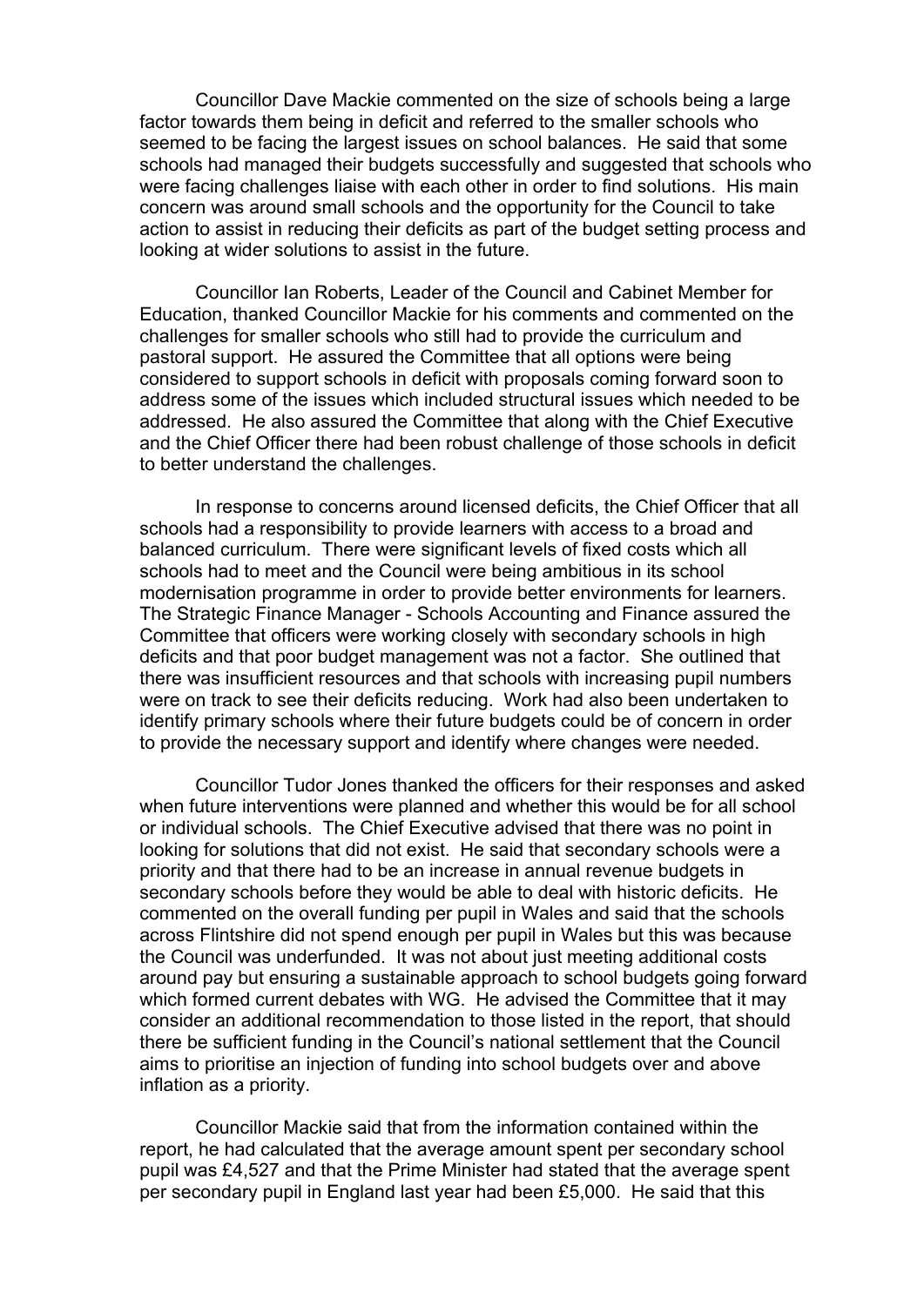Councillor Dave Mackie commented on the size of schools being a large factor towards them being in deficit and referred to the smaller schools who seemed to be facing the largest issues on school balances. He said that some schools had managed their budgets successfully and suggested that schools who were facing challenges liaise with each other in order to find solutions. His main concern was around small schools and the opportunity for the Council to take action to assist in reducing their deficits as part of the budget setting process and looking at wider solutions to assist in the future.

Councillor Ian Roberts, Leader of the Council and Cabinet Member for Education, thanked Councillor Mackie for his comments and commented on the challenges for smaller schools who still had to provide the curriculum and pastoral support. He assured the Committee that all options were being considered to support schools in deficit with proposals coming forward soon to address some of the issues which included structural issues which needed to be addressed. He also assured the Committee that along with the Chief Executive and the Chief Officer there had been robust challenge of those schools in deficit to better understand the challenges.

In response to concerns around licensed deficits, the Chief Officer that all schools had a responsibility to provide learners with access to a broad and balanced curriculum. There were significant levels of fixed costs which all schools had to meet and the Council were being ambitious in its school modernisation programme in order to provide better environments for learners. The Strategic Finance Manager - Schools Accounting and Finance assured the Committee that officers were working closely with secondary schools in high deficits and that poor budget management was not a factor. She outlined that there was insufficient resources and that schools with increasing pupil numbers were on track to see their deficits reducing. Work had also been undertaken to identify primary schools where their future budgets could be of concern in order to provide the necessary support and identify where changes were needed.

Councillor Tudor Jones thanked the officers for their responses and asked when future interventions were planned and whether this would be for all school or individual schools. The Chief Executive advised that there was no point in looking for solutions that did not exist. He said that secondary schools were a priority and that there had to be an increase in annual revenue budgets in secondary schools before they would be able to deal with historic deficits. He commented on the overall funding per pupil in Wales and said that the schools across Flintshire did not spend enough per pupil in Wales but this was because the Council was underfunded. It was not about just meeting additional costs around pay but ensuring a sustainable approach to school budgets going forward which formed current debates with WG. He advised the Committee that it may consider an additional recommendation to those listed in the report, that should there be sufficient funding in the Council's national settlement that the Council aims to prioritise an injection of funding into school budgets over and above inflation as a priority.

Councillor Mackie said that from the information contained within the report, he had calculated that the average amount spent per secondary school pupil was £4,527 and that the Prime Minister had stated that the average spent per secondary pupil in England last year had been £5,000. He said that this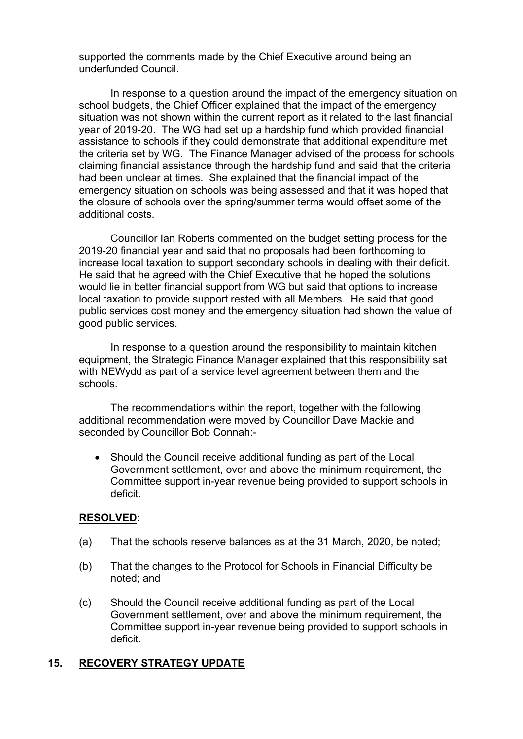supported the comments made by the Chief Executive around being an underfunded Council.

In response to a question around the impact of the emergency situation on school budgets, the Chief Officer explained that the impact of the emergency situation was not shown within the current report as it related to the last financial year of 2019-20. The WG had set up a hardship fund which provided financial assistance to schools if they could demonstrate that additional expenditure met the criteria set by WG. The Finance Manager advised of the process for schools claiming financial assistance through the hardship fund and said that the criteria had been unclear at times. She explained that the financial impact of the emergency situation on schools was being assessed and that it was hoped that the closure of schools over the spring/summer terms would offset some of the additional costs.

Councillor Ian Roberts commented on the budget setting process for the 2019-20 financial year and said that no proposals had been forthcoming to increase local taxation to support secondary schools in dealing with their deficit. He said that he agreed with the Chief Executive that he hoped the solutions would lie in better financial support from WG but said that options to increase local taxation to provide support rested with all Members. He said that good public services cost money and the emergency situation had shown the value of good public services.

In response to a question around the responsibility to maintain kitchen equipment, the Strategic Finance Manager explained that this responsibility sat with NEWydd as part of a service level agreement between them and the schools.

The recommendations within the report, together with the following additional recommendation were moved by Councillor Dave Mackie and seconded by Councillor Bob Connah:-

- Should the Council receive additional funding as part of the Local Government settlement, over and above the minimum requirement, the Committee support in-year revenue being provided to support schools in deficit.

**RESOLVED:**

(a) That the schools reserve balances as at the 31 March, 2020, be noted;

(b) That the changes to the Protocol for Schools in Financial Difficulty be noted; and

(c) Should the Council receive additional funding as part of the Local Government settlement, over and above the minimum requirement, the Committee support in-year revenue being provided to support schools in deficit.

## 15. RECOVERY STRATEGY UPDATE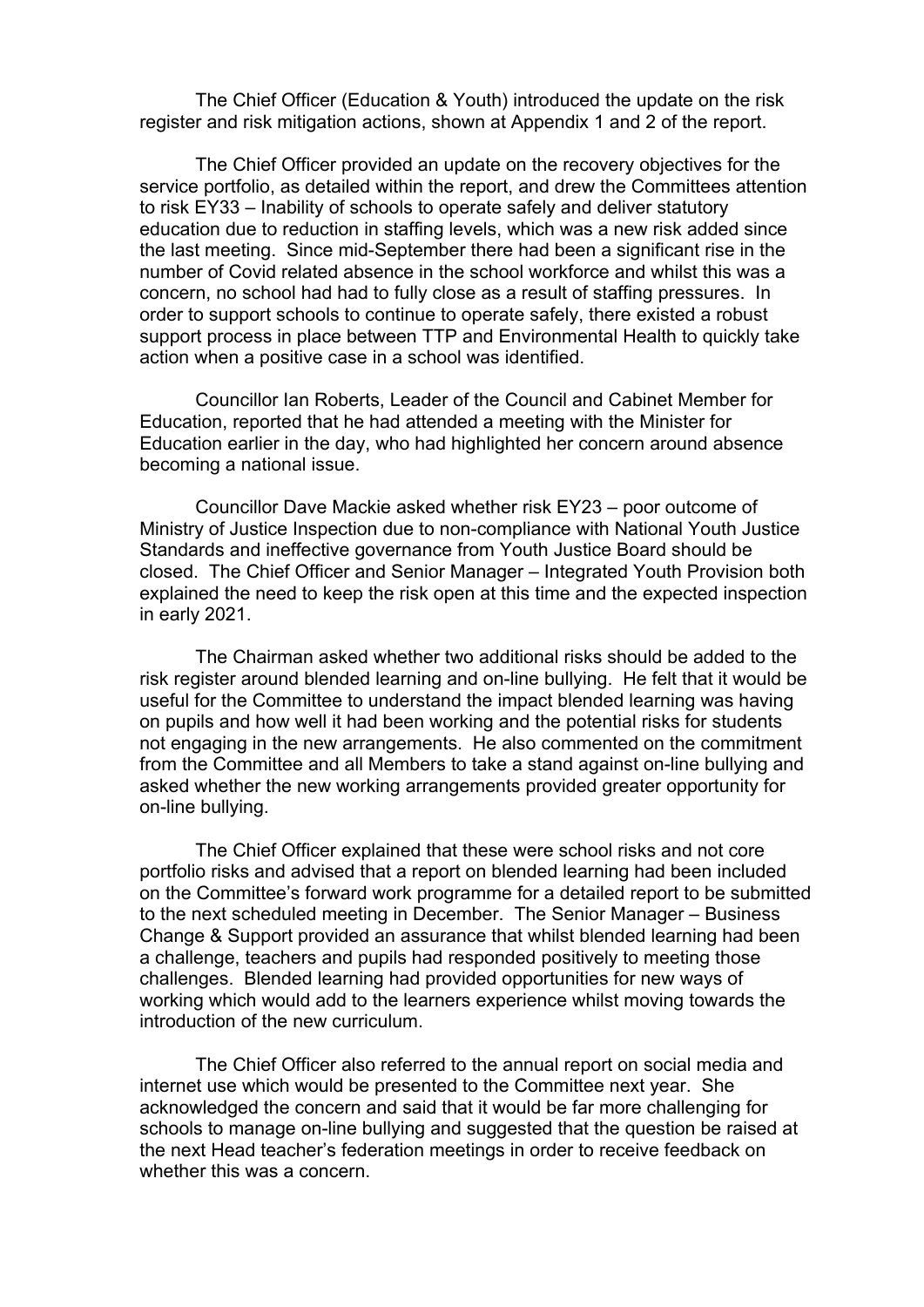The Chief Officer (Education & Youth) introduced the update on the risk register and risk mitigation actions, shown at Appendix 1 and 2 of the report.

The Chief Officer provided an update on the recovery objectives for the service portfolio, as detailed within the report, and drew the Committees attention to risk EY33 – Inability of schools to operate safely and deliver statutory education due to reduction in staffing levels, which was a new risk added since the last meeting. Since mid-September there had been a significant rise in the number of Covid related absence in the school workforce and whilst this was a concern, no school had had to fully close as a result of staffing pressures. In order to support schools to continue to operate safely, there existed a robust support process in place between TTP and Environmental Health to quickly take action when a positive case in a school was identified.

Councillor Ian Roberts, Leader of the Council and Cabinet Member for Education, reported that he had attended a meeting with the Minister for Education earlier in the day, who had highlighted her concern around absence becoming a national issue.

Councillor Dave Mackie asked whether risk EY23 – poor outcome of Ministry of Justice Inspection due to non-compliance with National Youth Justice Standards and ineffective governance from Youth Justice Board should be closed. The Chief Officer and Senior Manager – Integrated Youth Provision both explained the need to keep the risk open at this time and the expected inspection in early 2021.

The Chairman asked whether two additional risks should be added to the risk register around blended learning and on-line bullying. He felt that it would be useful for the Committee to understand the impact blended learning was having on pupils and how well it had been working and the potential risks for students not engaging in the new arrangements. He also commented on the commitment from the Committee and all Members to take a stand against on-line bullying and asked whether the new working arrangements provided greater opportunity for on-line bullying.

The Chief Officer explained that these were school risks and not core portfolio risks and advised that a report on blended learning had been included on the Committee's forward work programme for a detailed report to be submitted to the next scheduled meeting in December. The Senior Manager – Business Change & Support provided an assurance that whilst blended learning had been a challenge, teachers and pupils had responded positively to meeting those challenges. Blended learning had provided opportunities for new ways of working which would add to the learners experience whilst moving towards the introduction of the new curriculum.

The Chief Officer also referred to the annual report on social media and internet use which would be presented to the Committee next year. She acknowledged the concern and said that it would be far more challenging for schools to manage on-line bullying and suggested that the question be raised at the next Head teacher's federation meetings in order to receive feedback on whether this was a concern.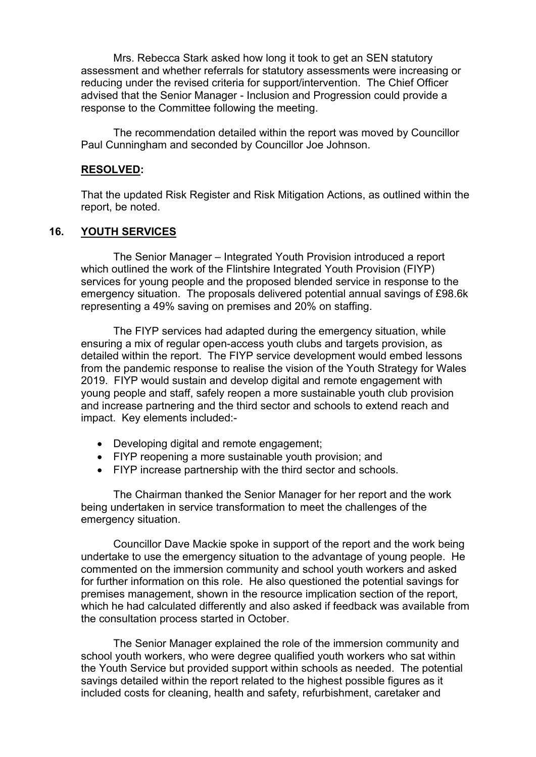Mrs. Rebecca Stark asked how long it took to get an SEN statutory assessment and whether referrals for statutory assessments were increasing or reducing under the revised criteria for support/intervention. The Chief Officer advised that the Senior Manager - Inclusion and Progression could provide a response to the Committee following the meeting.

The recommendation detailed within the report was moved by Councillor Paul Cunningham and seconded by Councillor Joe Johnson.

**RESOLVED:**

That the updated Risk Register and Risk Mitigation Actions, as outlined within the report, be noted.

## 16. YOUTH SERVICES

The Senior Manager – Integrated Youth Provision introduced a report which outlined the work of the Flintshire Integrated Youth Provision (FIYP) services for young people and the proposed blended service in response to the emergency situation. The proposals delivered potential annual savings of £98.6k representing a 49% saving on premises and 20% on staffing.

The FIYP services had adapted during the emergency situation, while ensuring a mix of regular open-access youth clubs and targets provision, as detailed within the report. The FIYP service development would embed lessons from the pandemic response to realise the vision of the Youth Strategy for Wales 2019. FIYP would sustain and develop digital and remote engagement with young people and staff, safely reopen a more sustainable youth club provision and increase partnering and the third sector and schools to extend reach and impact. Key elements included:-

- Developing digital and remote engagement;
- FIYP reopening a more sustainable youth provision; and
- FIYP increase partnership with the third sector and schools.

The Chairman thanked the Senior Manager for her report and the work being undertaken in service transformation to meet the challenges of the emergency situation.

Councillor Dave Mackie spoke in support of the report and the work being undertake to use the emergency situation to the advantage of young people. He commented on the immersion community and school youth workers and asked for further information on this role. He also questioned the potential savings for premises management, shown in the resource implication section of the report, which he had calculated differently and also asked if feedback was available from the consultation process started in October.

The Senior Manager explained the role of the immersion community and school youth workers, who were degree qualified youth workers who sat within the Youth Service but provided support within schools as needed. The potential savings detailed within the report related to the highest possible figures as it included costs for cleaning, health and safety, refurbishment, caretaker and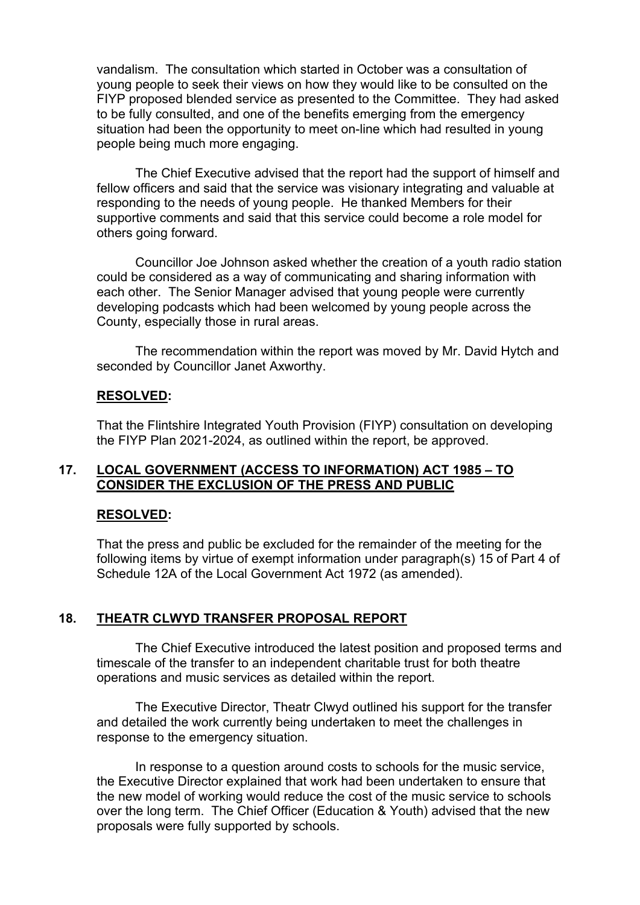vandalism. The consultation which started in October was a consultation of young people to seek their views on how they would like to be consulted on the FIYP proposed blended service as presented to the Committee. They had asked to be fully consulted, and one of the benefits emerging from the emergency situation had been the opportunity to meet on-line which had resulted in young people being much more engaging.

The Chief Executive advised that the report had the support of himself and fellow officers and said that the service was visionary integrating and valuable at responding to the needs of young people. He thanked Members for their supportive comments and said that this service could become a role model for others going forward.

Councillor Joe Johnson asked whether the creation of a youth radio station could be considered as a way of communicating and sharing information with each other. The Senior Manager advised that young people were currently developing podcasts which had been welcomed by young people across the County, especially those in rural areas.

The recommendation within the report was moved by Mr. David Hytch and seconded by Councillor Janet Axworthy.

**RESOLVED:**

That the Flintshire Integrated Youth Provision (FIYP) consultation on developing the FIYP Plan 2021-2024, as outlined within the report, be approved.

## 17. LOCAL GOVERNMENT (ACCESS TO INFORMATION) ACT 1985 – TO CONSIDER THE EXCLUSION OF THE PRESS AND PUBLIC

**RESOLVED:**

That the press and public be excluded for the remainder of the meeting for the following items by virtue of exempt information under paragraph(s) 15 of Part 4 of Schedule 12A of the Local Government Act 1972 (as amended).

## 18. THEATR CLWYD TRANSFER PROPOSAL REPORT

The Chief Executive introduced the latest position and proposed terms and timescale of the transfer to an independent charitable trust for both theatre operations and music services as detailed within the report.

The Executive Director, Theatr Clwyd outlined his support for the transfer and detailed the work currently being undertaken to meet the challenges in response to the emergency situation.

In response to a question around costs to schools for the music service, the Executive Director explained that work had been undertaken to ensure that the new model of working would reduce the cost of the music service to schools over the long term. The Chief Officer (Education & Youth) advised that the new proposals were fully supported by schools.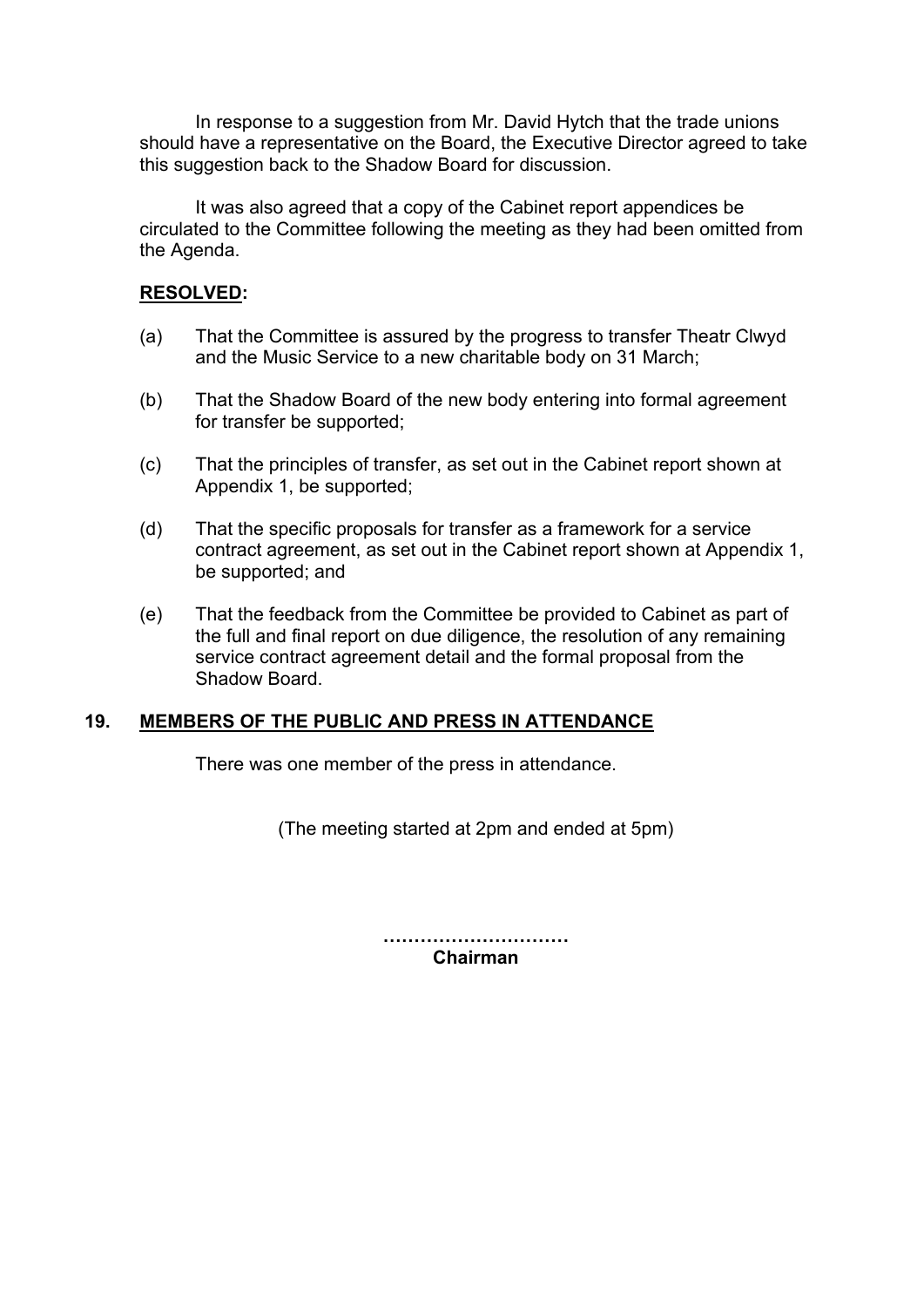In response to a suggestion from Mr. David Hytch that the trade unions should have a representative on the Board, the Executive Director agreed to take this suggestion back to the Shadow Board for discussion.

It was also agreed that a copy of the Cabinet report appendices be circulated to the Committee following the meeting as they had been omitted from the Agenda.

**RESOLVED:**

(a) That the Committee is assured by the progress to transfer Theatr Clwyd and the Music Service to a new charitable body on 31 March;

(b) That the Shadow Board of the new body entering into formal agreement for transfer be supported;

(c) That the principles of transfer, as set out in the Cabinet report shown at Appendix 1, be supported;

(d) That the specific proposals for transfer as a framework for a service contract agreement, as set out in the Cabinet report shown at Appendix 1, be supported; and

(e) That the feedback from the Committee be provided to Cabinet as part of the full and final report on due diligence, the resolution of any remaining service contract agreement detail and the formal proposal from the Shadow Board.

## 19. MEMBERS OF THE PUBLIC AND PRESS IN ATTENDANCE

There was one member of the press in attendance.

(The meeting started at 2pm and ended at 5pm)

…………………………
**Chairman**